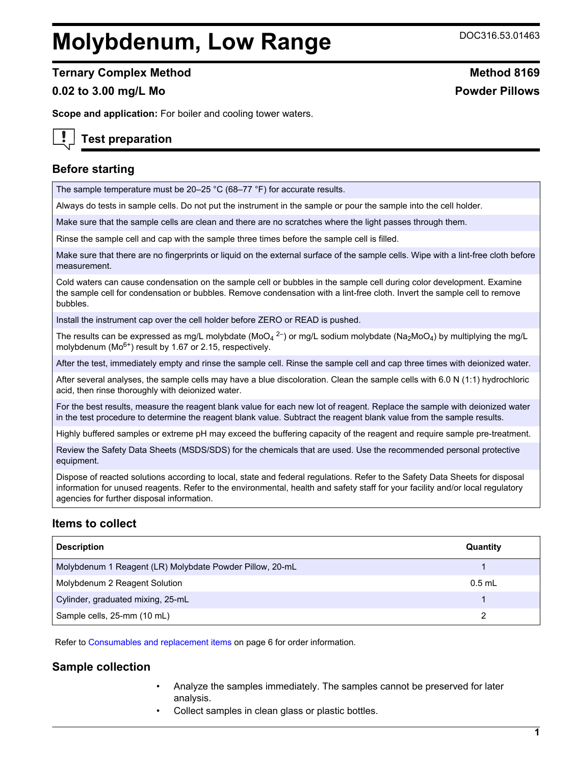# Molybdenum, Low Range

DOC316.53.01463

## Ternary Complex Method

**Method 8169**

**0.02 to 3.00 mg/L Mo**

**Powder Pillows**

**Scope and application:** For boiler and cooling tower waters.

## Test preparation

### Before starting

The sample temperature must be 20–25 °C (68–77 °F) for accurate results.

Always do tests in sample cells. Do not put the instrument in the sample or pour the sample into the cell holder.

Make sure that the sample cells are clean and there are no scratches where the light passes through them.

Rinse the sample cell and cap with the sample three times before the sample cell is filled.

Make sure that there are no fingerprints or liquid on the external surface of the sample cells. Wipe with a lint-free cloth before measurement.

Cold waters can cause condensation on the sample cell or bubbles in the sample cell during color development. Examine the sample cell for condensation or bubbles. Remove condensation with a lint-free cloth. Invert the sample cell to remove bubbles.

Install the instrument cap over the cell holder before ZERO or READ is pushed.

The results can be expressed as mg/L molybdate ($MoO_4^{\ 2-}$) or mg/L sodium molybdate ($Na_2MoO_4$) by multiplying the mg/L molybdenum ($Mo^{6+}$) result by 1.67 or 2.15, respectively.

After the test, immediately empty and rinse the sample cell. Rinse the sample cell and cap three times with deionized water.

After several analyses, the sample cells may have a blue discoloration. Clean the sample cells with 6.0 N (1:1) hydrochloric acid, then rinse thoroughly with deionized water.

For the best results, measure the reagent blank value for each new lot of reagent. Replace the sample with deionized water in the test procedure to determine the reagent blank value. Subtract the reagent blank value from the sample results.

Highly buffered samples or extreme pH may exceed the buffering capacity of the reagent and require sample pre-treatment.

Review the Safety Data Sheets (MSDS/SDS) for the chemicals that are used. Use the recommended personal protective equipment.

Dispose of reacted solutions according to local, state and federal regulations. Refer to the Safety Data Sheets for disposal information for unused reagents. Refer to the environmental, health and safety staff for your facility and/or local regulatory agencies for further disposal information.

### Items to collect

| Description | Quantity |
|---|---|
| Molybdenum 1 Reagent (LR) Molybdate Powder Pillow, 20-mL | 1 |
| Molybdenum 2 Reagent Solution | 0.5 mL |
| Cylinder, graduated mixing, 25-mL | 1 |
| Sample cells, 25-mm (10 mL) | 2 |

Refer to Consumables and replacement items on page 6 for order information.

### Sample collection

- Analyze the samples immediately. The samples cannot be preserved for later analysis.
- Collect samples in clean glass or plastic bottles.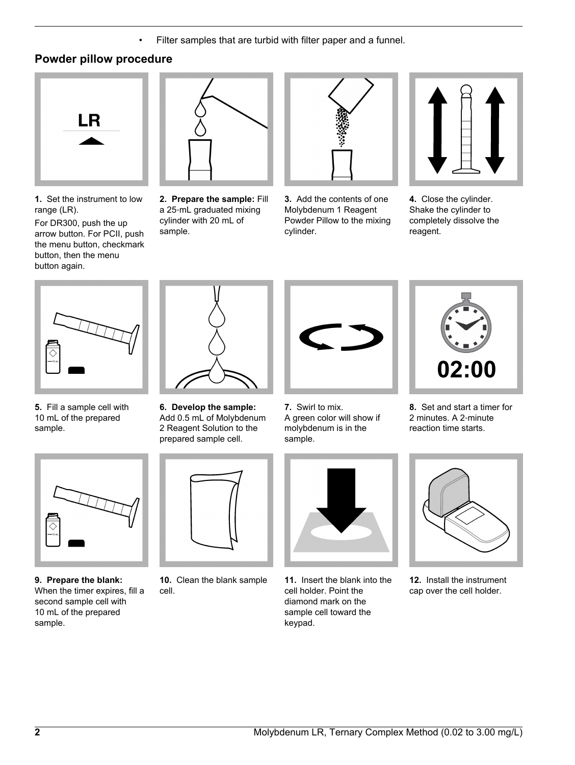- Filter samples that are turbid with filter paper and a funnel.

## Powder pillow procedure

**1.** Set the instrument to low range (LR).

For DR300, push the up arrow button. For PCII, push the menu button, checkmark button, then the menu button again.

**2. Prepare the sample:** Fill a 25-mL graduated mixing cylinder with 20 mL of sample.

**3.** Add the contents of one Molybdenum 1 Reagent Powder Pillow to the mixing cylinder.

**4.** Close the cylinder. Shake the cylinder to completely dissolve the reagent.

**5.** Fill a sample cell with 10 mL of the prepared sample.

**6. Develop the sample:** Add 0.5 mL of Molybdenum 2 Reagent Solution to the prepared sample cell.

**7.** Swirl to mix.
A green color will show if molybdenum is in the sample.

**8.** Set and start a timer for 2 minutes. A 2-minute reaction time starts.

**9. Prepare the blank:** When the timer expires, fill a second sample cell with 10 mL of the prepared sample.

**10.** Clean the blank sample cell.

**11.** Insert the blank into the cell holder. Point the diamond mark on the sample cell toward the keypad.

**12.** Install the instrument cap over the cell holder.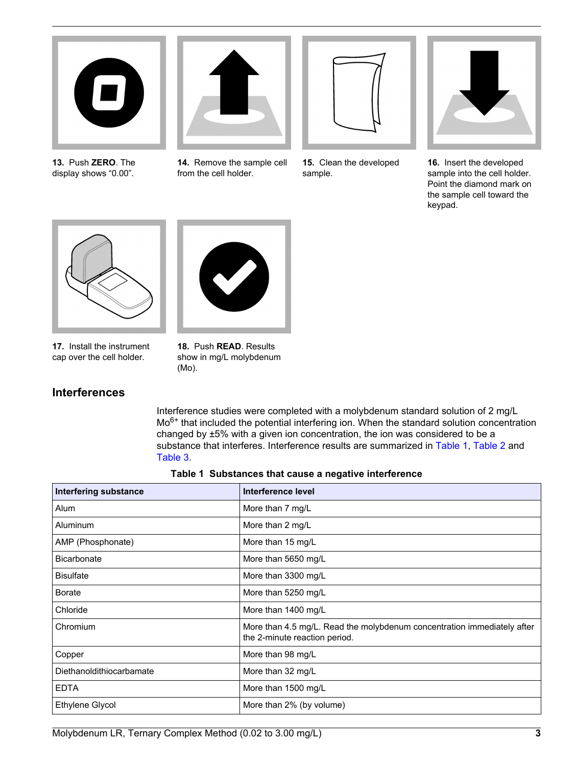**13.** Push **ZERO**. The display shows "0.00".

**14.** Remove the sample cell from the cell holder.

**15.** Clean the developed sample.

**16.** Insert the developed sample into the cell holder. Point the diamond mark on the sample cell toward the keypad.

**17.** Install the instrument cap over the cell holder.

**18.** Push **READ**. Results show in mg/L molybdenum (Mo).

## Interferences

Interference studies were completed with a molybdenum standard solution of 2 mg/L $Mo^{6+}$ that included the potential interfering ion. When the standard solution concentration changed by ±5% with a given ion concentration, the ion was considered to be a substance that interferes. Interference results are summarized in Table 1, Table 2 and Table 3.

**Table 1 Substances that cause a negative interference**

| Interfering substance | Interference level |
| --- | --- |
| Alum | More than 7 mg/L |
| Aluminum | More than 2 mg/L |
| AMP (Phosphonate) | More than 15 mg/L |
| Bicarbonate | More than 5650 mg/L |
| Bisulfate | More than 3300 mg/L |
| Borate | More than 5250 mg/L |
| Chloride | More than 1400 mg/L |
| Chromium | More than 4.5 mg/L. Read the molybdenum concentration immediately after the 2-minute reaction period. |
| Copper | More than 98 mg/L |
| Diethanoldithiocarbamate | More than 32 mg/L |
| EDTA | More than 1500 mg/L |
| Ethylene Glycol | More than 2% (by volume) |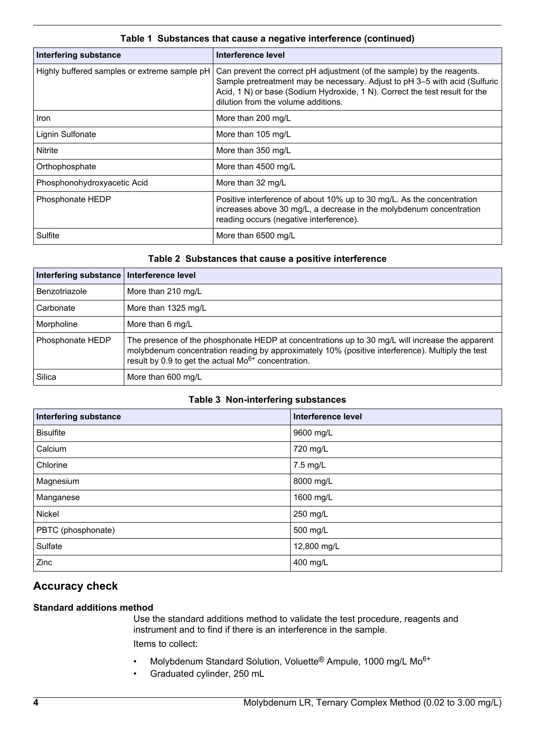**Table 1 Substances that cause a negative interference (continued)**

| Interfering substance | Interference level |
| --- | --- |
| Highly buffered samples or extreme sample pH | Can prevent the correct pH adjustment (of the sample) by the reagents. Sample pretreatment may be necessary. Adjust to pH 3–5 with acid (Sulfuric Acid, 1 N) or base (Sodium Hydroxide, 1 N). Correct the test result for the dilution from the volume additions. |
| Iron | More than 200 mg/L |
| Lignin Sulfonate | More than 105 mg/L |
| Nitrite | More than 350 mg/L |
| Orthophosphate | More than 4500 mg/L |
| Phosphonohydroxyacetic Acid | More than 32 mg/L |
| Phosphonate HEDP | Positive interference of about 10% up to 30 mg/L. As the concentration increases above 30 mg/L, a decrease in the molybdenum concentration reading occurs (negative interference). |
| Sulfite | More than 6500 mg/L |

**Table 2 Substances that cause a positive interference**

| Interfering substance | Interference level |
| --- | --- |
| Benzotriazole | More than 210 mg/L |
| Carbonate | More than 1325 mg/L |
| Morpholine | More than 6 mg/L |
| Phosphonate HEDP | The presence of the phosphonate HEDP at concentrations up to 30 mg/L will increase the apparent molybdenum concentration reading by approximately 10% (positive interference). Multiply the test result by 0.9 to get the actual $Mo^{6+}$ concentration. |
| Silica | More than 600 mg/L |

**Table 3 Non-interfering substances**

| Interfering substance | Interference level |
| --- | --- |
| Bisulfite | 9600 mg/L |
| Calcium | 720 mg/L |
| Chlorine | 7.5 mg/L |
| Magnesium | 8000 mg/L |
| Manganese | 1600 mg/L |
| Nickel | 250 mg/L |
| PBTC (phosphonate) | 500 mg/L |
| Sulfate | 12,800 mg/L |
| Zinc | 400 mg/L |

## Accuracy check

### Standard additions method

Use the standard additions method to validate the test procedure, reagents and instrument and to find if there is an interference in the sample.

Items to collect:

- Molybdenum Standard Solution, Voluette® Ampule, 1000 mg/L $Mo^{6+}$
- Graduated cylinder, 250 mL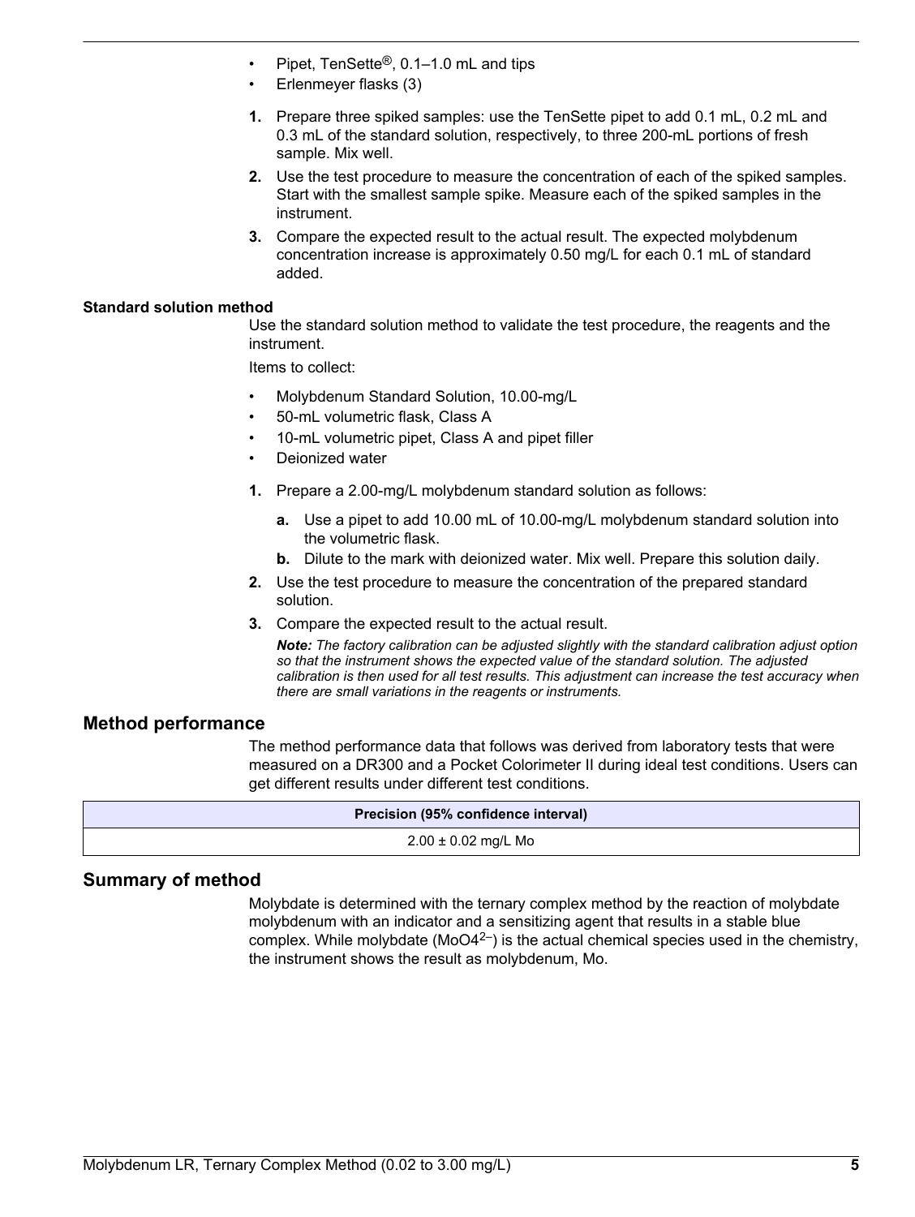- Pipet, TenSette®, 0.1–1.0 mL and tips
- Erlenmeyer flasks (3)

1. Prepare three spiked samples: use the TenSette pipet to add 0.1 mL, 0.2 mL and 0.3 mL of the standard solution, respectively, to three 200-mL portions of fresh sample. Mix well.
2. Use the test procedure to measure the concentration of each of the spiked samples. Start with the smallest sample spike. Measure each of the spiked samples in the instrument.
3. Compare the expected result to the actual result. The expected molybdenum concentration increase is approximately 0.50 mg/L for each 0.1 mL of standard added.

### Standard solution method

Use the standard solution method to validate the test procedure, the reagents and the instrument.

Items to collect:

- Molybdenum Standard Solution, 10.00-mg/L
- 50-mL volumetric flask, Class A
- 10-mL volumetric pipet, Class A and pipet filler
- Deionized water

1. Prepare a 2.00-mg/L molybdenum standard solution as follows:
    a. Use a pipet to add 10.00 mL of 10.00-mg/L molybdenum standard solution into the volumetric flask.
    b. Dilute to the mark with deionized water. Mix well. Prepare this solution daily.
2. Use the test procedure to measure the concentration of the prepared standard solution.
3. Compare the expected result to the actual result.

    ***Note:*** *The factory calibration can be adjusted slightly with the standard calibration adjust option so that the instrument shows the expected value of the standard solution. The adjusted calibration is then used for all test results. This adjustment can increase the test accuracy when there are small variations in the reagents or instruments.*

## Method performance

The method performance data that follows was derived from laboratory tests that were measured on a DR300 and a Pocket Colorimeter II during ideal test conditions. Users can get different results under different test conditions.

| Precision (95% confidence interval) |
| --- |
| 2.00 ± 0.02 mg/L Mo |

## Summary of method

Molybdate is determined with the ternary complex method by the reaction of molybdate molybdenum with an indicator and a sensitizing agent that results in a stable blue complex. While molybdate ($MoO_4^{2-}$) is the actual chemical species used in the chemistry, the instrument shows the result as molybdenum, Mo.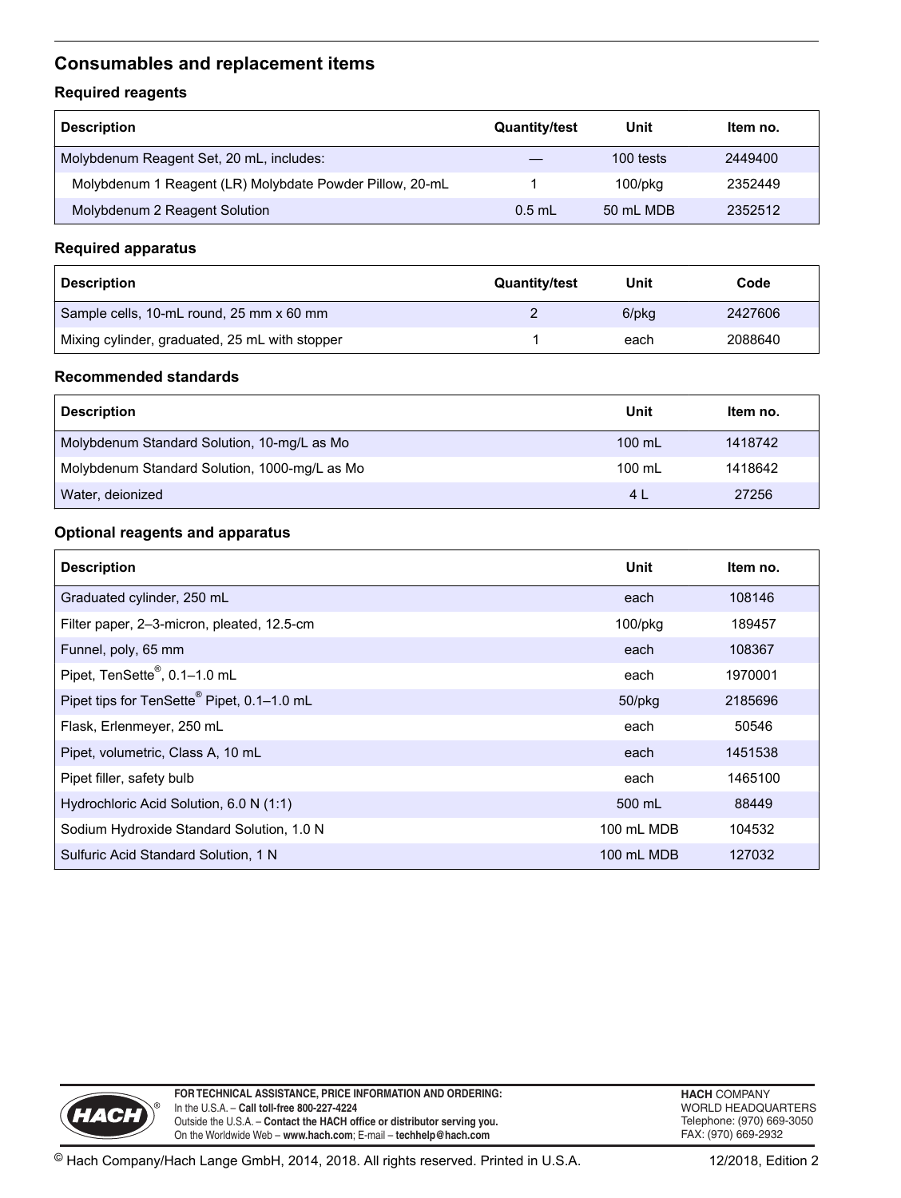## Consumables and replacement items

### Required reagents

| Description | Quantity/test | Unit | Item no. |
|---|---|---|---|
| Molybdenum Reagent Set, 20 mL, includes: | — | 100 tests | 2449400 |
| Molybdenum 1 Reagent (LR) Molybdate Powder Pillow, 20-mL | 1 | 100/pkg | 2352449 |
| Molybdenum 2 Reagent Solution | 0.5 mL | 50 mL MDB | 2352512 |

### Required apparatus

| Description | Quantity/test | Unit | Code |
|---|---|---|---|
| Sample cells, 10-mL round, 25 mm x 60 mm | 2 | 6/pkg | 2427606 |
| Mixing cylinder, graduated, 25 mL with stopper | 1 | each | 2088640 |

### Recommended standards

| Description | Unit | Item no. |
|---|---|---|
| Molybdenum Standard Solution, 10-mg/L as Mo | 100 mL | 1418742 |
| Molybdenum Standard Solution, 1000-mg/L as Mo | 100 mL | 1418642 |
| Water, deionized | 4 L | 27256 |

### Optional reagents and apparatus

| Description | Unit | Item no. |
|---|---|---|
| Graduated cylinder, 250 mL | each | 108146 |
| Filter paper, 2–3-micron, pleated, 12.5-cm | 100/pkg | 189457 |
| Funnel, poly, 65 mm | each | 108367 |
| Pipet, TenSette®, 0.1–1.0 mL | each | 1970001 |
| Pipet tips for TenSette® Pipet, 0.1–1.0 mL | 50/pkg | 2185696 |
| Flask, Erlenmeyer, 250 mL | each | 50546 |
| Pipet, volumetric, Class A, 10 mL | each | 1451538 |
| Pipet filler, safety bulb | each | 1465100 |
| Hydrochloric Acid Solution, 6.0 N (1:1) | 500 mL | 88449 |
| Sodium Hydroxide Standard Solution, 1.0 N | 100 mL MDB | 104532 |
| Sulfuric Acid Standard Solution, 1 N | 100 mL MDB | 127032 |

**FOR TECHNICAL ASSISTANCE, PRICE INFORMATION AND ORDERING:**
In the U.S.A. – **Call toll-free 800-227-4224**
Outside the U.S.A. – **Contact the HACH office or distributor serving you.**
On the Worldwide Web – **www.hach.com**; E-mail – **techhelp@hach.com**

**HACH** COMPANY
WORLD HEADQUARTERS
Telephone: (970) 669-3050
FAX: (970) 669-2932

© Hach Company/Hach Lange GmbH, 2014, 2018. All rights reserved. Printed in U.S.A.

12/2018, Edition 2